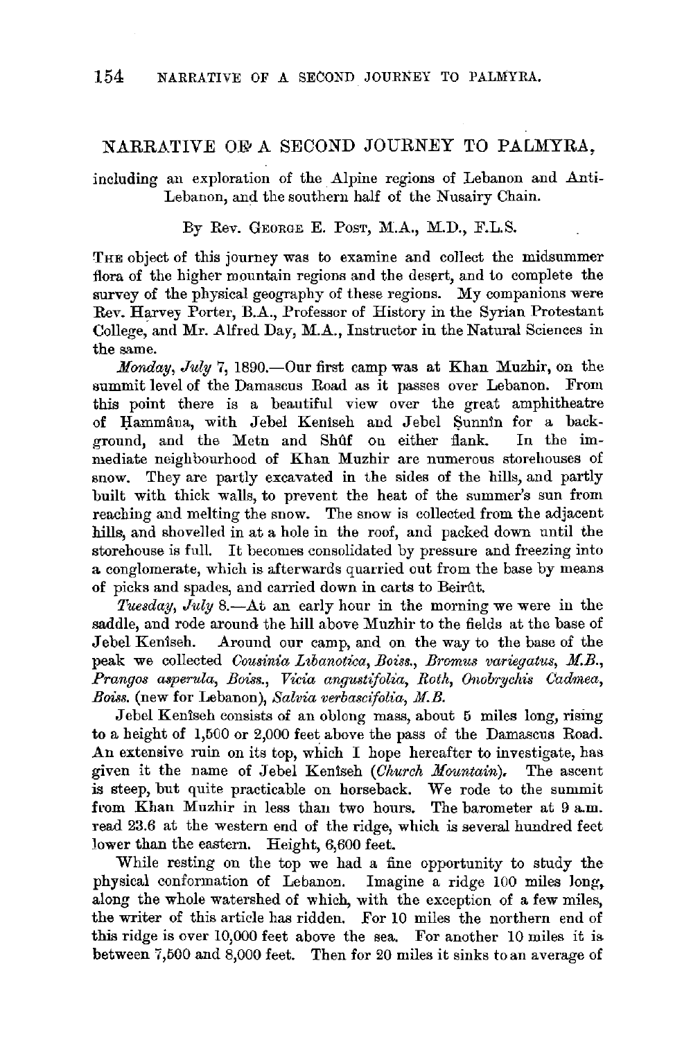# NARRATIVE OF A SECOND JOURNEY TO PALMYRA,

including an exploration of the Alpine regions of Lebanon and Anti-Lebanon, and the southern half of the Nusairy Chain.

By Rev. George E. Post, M.A., M.D., F.L.S.

The object of this journey was to examine and collect the midsummer flora of the higher mountain regions and the desert, and to complete the survey of the physical geography of these regions. My companions were Rev. Harvey Porter, B.A., Professor of History in the Syrian Protestant College, and Mr. Alfred Day, M.A., Instructor in the Natural Sciences in the same.

*Monday, July* 7, 1890.—Our first camp was at Khan Muzhir, on the summit level of the Damascus Road as it passes over Lebanon. From this point there is a beautiful view over the great amphitheatre of Ḥammâna, with Jebel Kenîseh and Jebel Ṣunnîn for a background, and the Metn and Shûf on either flank. In the immediate neighbourhood of Khan Muzhir are numerous storehouses of snow. They are partly excavated in the sides of the hills, and partly built with thick walls, to prevent the heat of the summer's sun from reaching and melting the snow. The snow is collected from the adjacent hills, and shovelled in at a hole in the roof, and packed down until the storehouse is full. It becomes consolidated by pressure and freezing into a conglomerate, which is afterwards quarried out from the base by means of picks and spades, and carried down in carts to Beirût.

*Tuesday, July* 8.—At an early hour in the morning we were in the saddle, and rode around the hill above Muzhir to the fields at the base of Jebel Kenîseh. Around our camp, and on the way to the base of the peak we collected *Cousinia Libanotica, Boiss., Bromus variegatus, M.B., Prangos asperula, Boiss., Vicia angustifolia, Roth, Onobrychis Cadmea, Boiss.* (new for Lebanon), *Salvia verbascifolia, M.B.*

Jebel Kenîseh consists of an oblong mass, about 5 miles long, rising to a height of 1,500 or 2,000 feet above the pass of the Damascus Road. An extensive ruin on its top, which I hope hereafter to investigate, has given it the name of Jebel Kenîseh (*Church Mountain*). The ascent is steep, but quite practicable on horseback. We rode to the summit from Khan Muzhir in less than two hours. The barometer at 9 a.m. read 23.6 at the western end of the ridge, which is several hundred feet lower than the eastern. Height, 6,600 feet.

While resting on the top we had a fine opportunity to study the physical conformation of Lebanon. Imagine a ridge 100 miles long, along the whole watershed of which, with the exception of a few miles, the writer of this article has ridden. For 10 miles the northern end of this ridge is over 10,000 feet above the sea. For another 10 miles it is between 7,500 and 8,000 feet. Then for 20 miles it sinks to an average of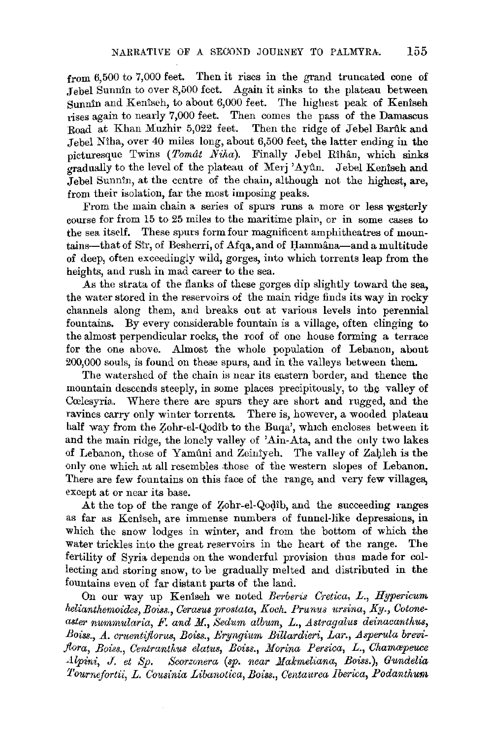from 6,500 to 7,000 feet. Then it rises in the grand truncated cone of Jebel Sunnîn to over 8,500 feet. Again it sinks to the plateau between Sunnîn and Kenîseh, to about 6,000 feet. The highest peak of Kenîseh rises again to nearly 7,000 feet. Then comes the pass of the Damascus Road at Khan Muzhir 5,022 feet. Then the ridge of Jebel Barûk and Jebel Nîha, over 40 miles long, about 6,500 feet, the latter ending in the picturesque Twins (*Tomât Niha*). Finally Jebel Rîhân, which sinks gradually to the level of the plateau of Merj 'Ayûn. Jebel Kenîseh and Jebel Sunnîn, at the centre of the chain, although not the highest, are, from their isolation, far the most imposing peaks.

From the main chain a series of spurs runs a more or less westerly course for from 15 to 25 miles to the maritime plain, or in some cases to the sea itself. These spurs form four magnificent amphitheatres of mountains—that of Sîr, of Besherri, of Afqa, and of Ḥammâna—and a multitude of deep, often exceedingly wild, gorges, into which torrents leap from the heights, and rush in mad career to the sea.

As the strata of the flanks of these gorges dip slightly toward the sea, the water stored in the reservoirs of the main ridge finds its way in rocky channels along them, and breaks out at various levels into perennial fountains. By every considerable fountain is a village, often clinging to the almost perpendicular rocks, the roof of one house forming a terrace for the one above. Almost the whole population of Lebanon, about 200,000 souls, is found on these spurs, and in the valleys between them.

The watershed of the chain is near its eastern border, and thence the mountain descends steeply, in some places precipitously, to the valley of Cœlesyria. Where there are spurs they are short and rugged, and the ravines carry only winter torrents. There is, however, a wooded plateau half way from the Ẓohr-el-Qodîb to the Buqa', which encloses between it and the main ridge, the lonely valley of 'Ain-Ata, and the only two lakes of Lebanon, those of Yamûni and Zeinîyeh. The valley of Zaḥleh is the only one which at all resembles those of the western slopes of Lebanon. There are few fountains on this face of the range, and very few villages, except at or near its base.

At the top of the range of Ẓohr-el-Qoḍîb, and the succeeding ranges as far as Kenîseh, are immense numbers of funnel-like depressions, in which the snow lodges in winter, and from the bottom of which the water trickles into the great reservoirs in the heart of the range. The fertility of Syria depends on the wonderful provision thus made for collecting and storing snow, to be gradually melted and distributed in the fountains even of far distant parts of the land.

On our way up Kenîseh we noted *Berberis Cretica, L., Hypericum helianthemoides, Boiss., Cerasus prostata, Koch. Prunus ursina, Ky., Cotoneaster nummularia, F. and M., Sedum album, L., Astragalus deinacanthus, Boiss., A. cruentiflorus, Boiss., Eryngium Billardieri, Lar., Asperula breviflora, Boiss., Centranthus elatus, Boiss., Morina Persica, L., Chamæpeuce Alpini, J. et Sp. Scorzonera* (*sp. near Makmeliana, Boiss.*), *Gundelia Tournefortii, L. Cousinia Libanotica, Boiss., Centaurea Iberica, Podanthum*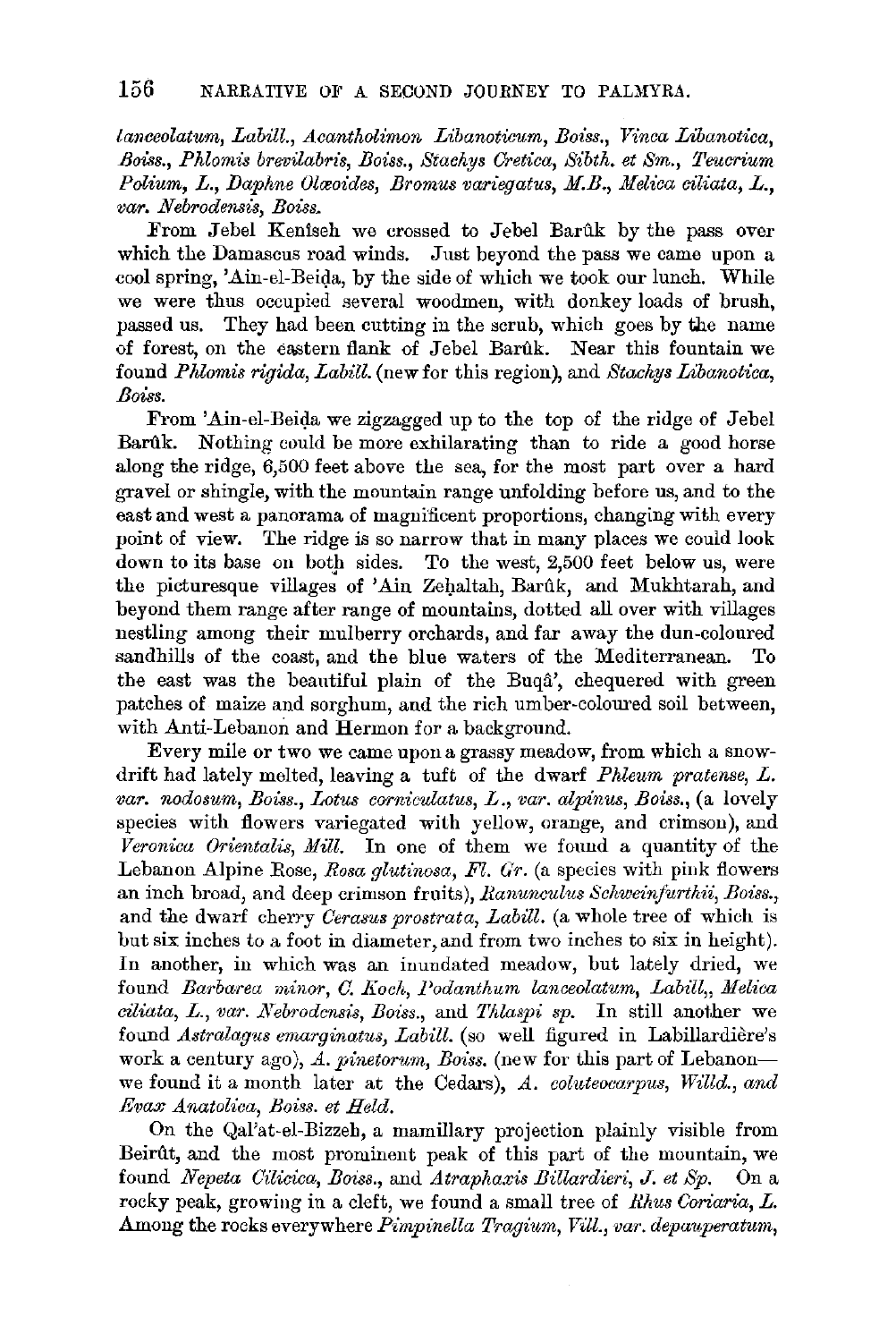*lanceolatum, Labill., Acantholimon Libanoticum, Boiss., Vinca Libanotica, Boiss., Phlomis brevilabris, Boiss., Stachys Cretica, Sibth. et Sm., Teucrium Polium, L., Daphne Olæoides, Bromus variegatus, M.B., Melica ciliata, L., var. Nebrodensis, Boiss.*

From Jebel Keniseh we crossed to Jebel Barûk by the pass over which the Damascus road winds. Just beyond the pass we came upon a cool spring, 'Ain-el-Beiḍa, by the side of which we took our lunch. While we were thus occupied several woodmen, with donkey loads of brush, passed us. They had been cutting in the scrub, which goes by the name of forest, on the eastern flank of Jebel Barûk. Near this fountain we found *Phlomis rigida, Labill.* (new for this region), and *Stachys Libanotica, Boiss.*

From 'Ain-el-Beiḍa we zigzagged up to the top of the ridge of Jebel Barûk. Nothing could be more exhilarating than to ride a good horse along the ridge, 6,500 feet above the sea, for the most part over a hard gravel or shingle, with the mountain range unfolding before us, and to the east and west a panorama of magnificent proportions, changing with every point of view. The ridge is so narrow that in many places we could look down to its base on both sides. To the west, 2,500 feet below us, were the picturesque villages of 'Ain Zeḥaltah, Barûk, and Mukhtarah, and beyond them range after range of mountains, dotted all over with villages nestling among their mulberry orchards, and far away the dun-coloured sandhills of the coast, and the blue waters of the Mediterranean. To the east was the beautiful plain of the Buqâ', chequered with green patches of maize and sorghum, and the rich umber-coloured soil between, with Anti-Lebanon and Hermon for a background.

Every mile or two we came upon a grassy meadow, from which a snow-drift had lately melted, leaving a tuft of the dwarf *Phleum pratense, L. var. nodosum, Boiss., Lotus corniculatus, L., var. alpinus, Boiss.*, (a lovely species with flowers variegated with yellow, orange, and crimson), and *Veronica Orientalis, Mill.* In one of them we found a quantity of the Lebanon Alpine Rose, *Rosa glutinosa, Fl. Gr.* (a species with pink flowers an inch broad, and deep crimson fruits), *Ranunculus Schweinfurthii, Boiss.*, and the dwarf cherry *Cerasus prostrata, Labill.* (a whole tree of which is but six inches to a foot in diameter, and from two inches to six in height). In another, in which was an inundated meadow, but lately dried, we found *Barbarea minor, C. Koch, Podanthum lanceolatum, Labill., Melica ciliata, L., var. Nebrodensis, Boiss.*, and *Thlaspi sp.* In still another we found *Astralagus emarginatus, Labill.* (so well figured in Labillardière's work a century ago), *A. pinetorum, Boiss.* (new for this part of Lebanon—we found it a month later at the Cedars), *A. coluteocarpus, Willd., and Evax Anatolica, Boiss. et Held.*

On the Qal'at-el-Bizzeh, a mamillary projection plainly visible from Beirût, and the most prominent peak of this part of the mountain, we found *Nepeta Cilicica, Boiss.*, and *Atraphaxis Billardieri, J. et Sp.* On a rocky peak, growing in a cleft, we found a small tree of *Rhus Coriaria, L.* Among the rocks everywhere *Pimpinella Tragium, Vill., var. depauperatum,*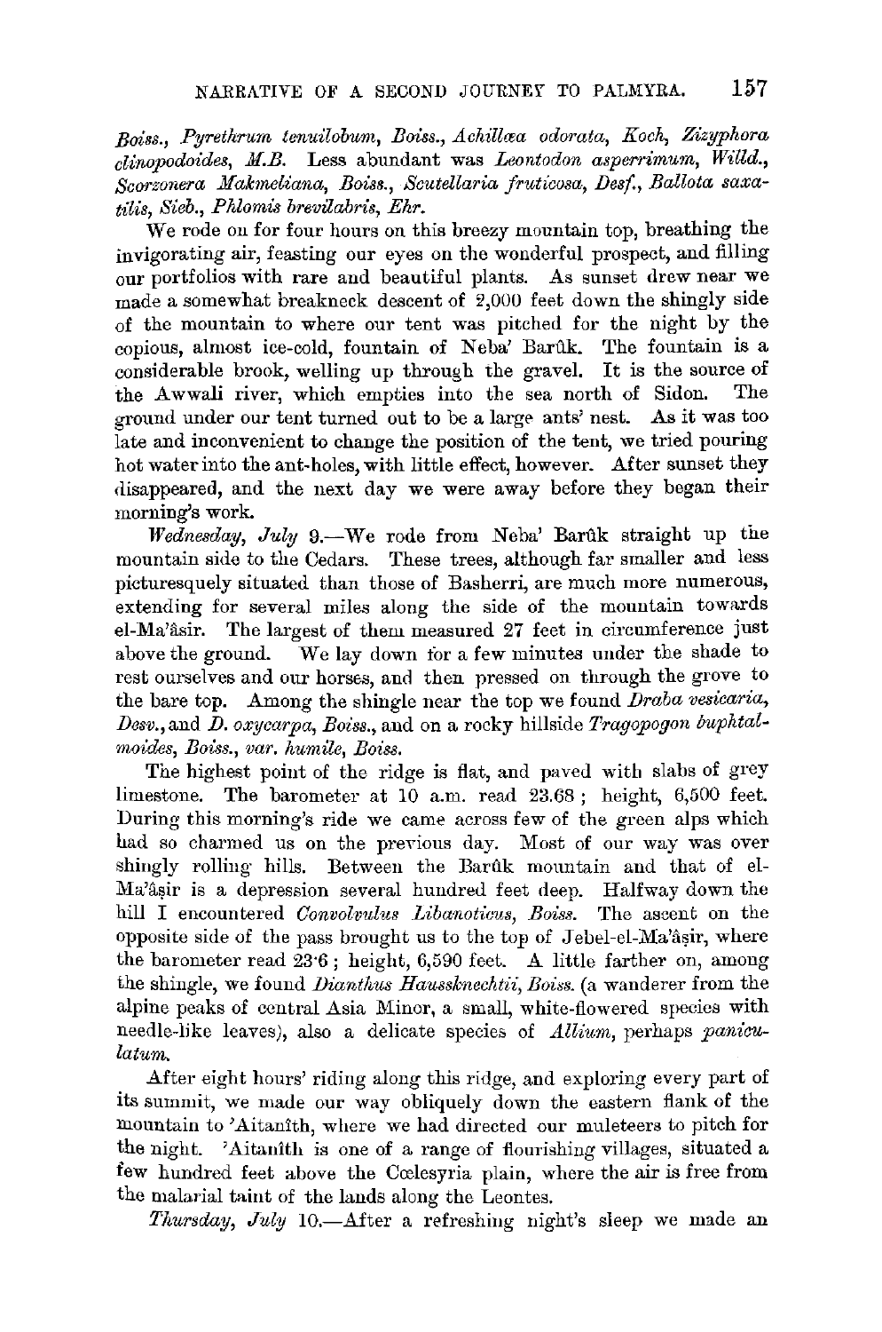*Boiss.*, *Pyrethrum tenuilobum*, *Boiss.*, *Achillæa odorata*, *Koch*, *Zizyphora clinopodoides*, *M.B.* Less abundant was *Leontodon asperrimum*, *Willd.*, *Scorzonera Makmeliana*, *Boiss.*, *Scutellaria fruticosa*, *Desf.*, *Ballota saxatilis*, *Sieb.*, *Phlomis brevilabris*, *Ehr.*

We rode on for four hours on this breezy mountain top, breathing the invigorating air, feasting our eyes on the wonderful prospect, and filling our portfolios with rare and beautiful plants. As sunset drew near we made a somewhat breakneck descent of 2,000 feet down the shingly side of the mountain to where our tent was pitched for the night by the copious, almost ice-cold, fountain of Neba' Barûk. The fountain is a considerable brook, welling up through the gravel. It is the source of the Awwali river, which empties into the sea north of Sidon. The ground under our tent turned out to be a large ants' nest. As it was too late and inconvenient to change the position of the tent, we tried pouring hot water into the ant-holes, with little effect, however. After sunset they disappeared, and the next day we were away before they began their morning's work.

*Wednesday, July* 9.—We rode from Neba' Barûk straight up the mountain side to the Cedars. These trees, although far smaller and less picturesquely situated than those of Basherri, are much more numerous, extending for several miles along the side of the mountain towards el-Ma'âsir. The largest of them measured 27 feet in circumference just above the ground. We lay down for a few minutes under the shade to rest ourselves and our horses, and then pressed on through the grove to the bare top. Among the shingle near the top we found *Draba vesicaria*, *Desv.*, and *D. oxycarpa*, *Boiss.*, and on a rocky hillside *Tragopogon buphtalmoides*, *Boiss.*, *var. humile*, *Boiss.*

The highest point of the ridge is flat, and paved with slabs of grey limestone. The barometer at 10 a.m. read 23.68; height, 6,500 feet. During this morning's ride we came across few of the green alps which had so charmed us on the previous day. Most of our way was over shingly rolling hills. Between the Barûk mountain and that of el-Ma'âṣir is a depression several hundred feet deep. Halfway down the hill I encountered *Convolvulus Libanoticus*, *Boiss.* The ascent on the opposite side of the pass brought us to the top of Jebel-el-Ma'âṣir, where the barometer read 23·6; height, 6,590 feet. A little farther on, among the shingle, we found *Dianthus Haussknechtii*, *Boiss.* (a wanderer from the alpine peaks of central Asia Minor, a small, white-flowered species with needle-like leaves), also a delicate species of *Allium*, perhaps *paniculatum.*

After eight hours' riding along this ridge, and exploring every part of its summit, we made our way obliquely down the eastern flank of the mountain to 'Aitanîth, where we had directed our muleteers to pitch for the night. 'Aitanîth is one of a range of flourishing villages, situated a few hundred feet above the Cœlesyria plain, where the air is free from the malarial taint of the lands along the Leontes.

*Thursday, July* 10.—After a refreshing night's sleep we made an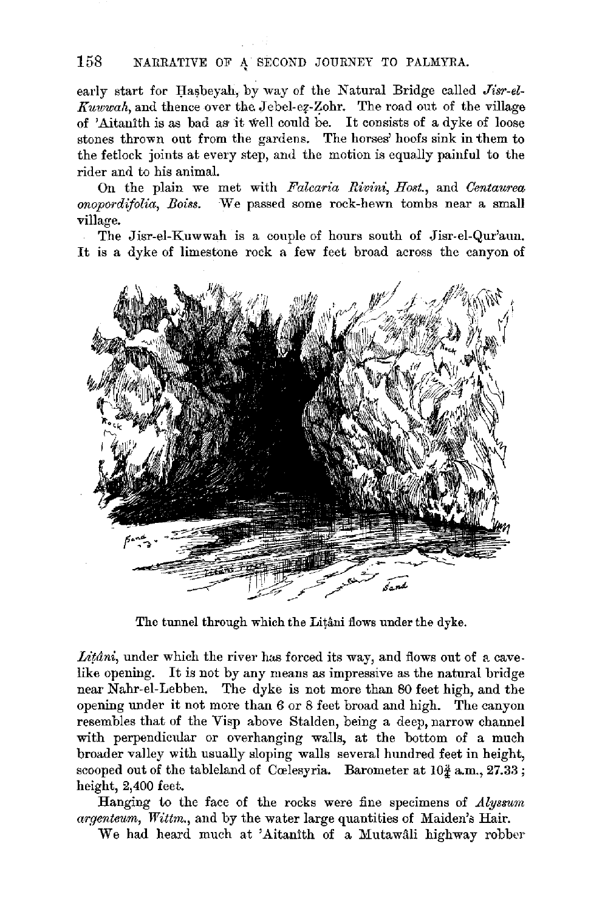early start for Hasbeyah, by way of the Natural Bridge called *Jisr-el-Kuwwah*, and thence over the Jebel-ez-Zohr. The road out of the village of 'Aitanîth is as bad as it well could be. It consists of a dyke of loose stones thrown out from the gardens. The horses' hoofs sink in them to the fetlock joints at every step, and the motion is equally painful to the rider and to his animal.

On the plain we met with *Falcaria Rivini*, *Host.*, and *Centaurea onopordifolia*, *Boiss.* We passed some rock-hewn tombs near a small village.

The Jisr-el-Kuwwah is a couple of hours south of Jisr-el-Qur'aun. It is a dyke of limestone rock a few feet broad across the canyon of

The tunnel through which the Liṭâni flows under the dyke.

*Liṭâni*, under which the river has forced its way, and flows out of a cave-like opening. It is not by any means as impressive as the natural bridge near Nahr-el-Lebben. The dyke is not more than 80 feet high, and the opening under it not more than 6 or 8 feet broad and high. The canyon resembles that of the Visp above Stalden, being a deep, narrow channel with perpendicular or overhanging walls, at the bottom of a much broader valley with usually sloping walls several hundred feet in height, scooped out of the tableland of Cœlesyria. Barometer at $10\frac{3}{4}$ a.m., 27.33; height, 2,400 feet.

Hanging to the face of the rocks were fine specimens of *Alyssum argenteum*, *Wittm.*, and by the water large quantities of Maiden's Hair.

We had heard much at 'Aitanîth of a Mutawâli highway robber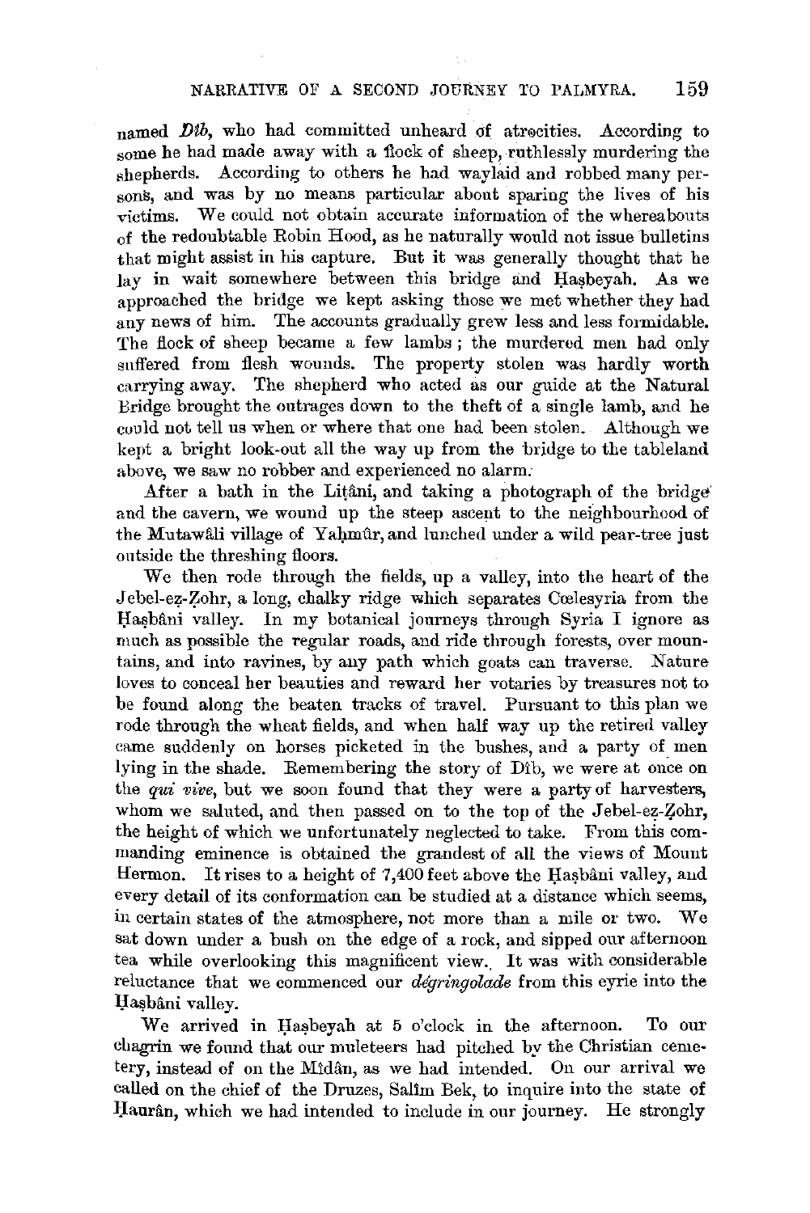named *Dîb*, who had committed unheard of atrocities. According to some he had made away with a flock of sheep, ruthlessly murdering the shepherds. According to others he had waylaid and robbed many persons, and was by no means particular about sparing the lives of his victims. We could not obtain accurate information of the whereabouts of the redoubtable Robin Hood, as he naturally would not issue bulletins that might assist in his capture. But it was generally thought that he lay in wait somewhere between this bridge and Ḥaṣbeyah. As we approached the bridge we kept asking those we met whether they had any news of him. The accounts gradually grew less and less formidable. The flock of sheep became a few lambs; the murdered men had only suffered from flesh wounds. The property stolen was hardly worth carrying away. The shepherd who acted as our guide at the Natural Bridge brought the outrages down to the theft of a single lamb, and he could not tell us when or where that one had been stolen. Although we kept a bright look-out all the way up from the bridge to the tableland above, we saw no robber and experienced no alarm.

After a bath in the Liṭâni, and taking a photograph of the bridge and the cavern, we wound up the steep ascent to the neighbourhood of the Mutawâli village of Yaḥmûr, and lunched under a wild pear-tree just outside the threshing floors.

We then rode through the fields, up a valley, into the heart of the Jebel-eẓ-Ẓohr, a long, chalky ridge which separates Cœlesyria from the Ḥaṣbâni valley. In my botanical journeys through Syria I ignore as much as possible the regular roads, and ride through forests, over mountains, and into ravines, by any path which goats can traverse. Nature loves to conceal her beauties and reward her votaries by treasures not to be found along the beaten tracks of travel. Pursuant to this plan we rode through the wheat fields, and when half way up the retired valley came suddenly on horses picketed in the bushes, and a party of men lying in the shade. Remembering the story of Dîb, we were at once on the *qui vive*, but we soon found that they were a party of harvesters, whom we saluted, and then passed on to the top of the Jebel-eẓ-Ẓohr, the height of which we unfortunately neglected to take. From this commanding eminence is obtained the grandest of all the views of Mount Hermon. It rises to a height of 7,400 feet above the Ḥaṣbâni valley, and every detail of its conformation can be studied at a distance which seems, in certain states of the atmosphere, not more than a mile or two. We sat down under a bush on the edge of a rock, and sipped our afternoon tea while overlooking this magnificent view. It was with considerable reluctance that we commenced our *dégringolade* from this eyrie into the Ḥaṣbâni valley.

We arrived in Ḥaṣbeyah at 5 o'clock in the afternoon. To our chagrin we found that our muleteers had pitched by the Christian cemetery, instead of on the Mîdân, as we had intended. On our arrival we called on the chief of the Druzes, Salîm Bek, to inquire into the state of Ḥaurân, which we had intended to include in our journey. He strongly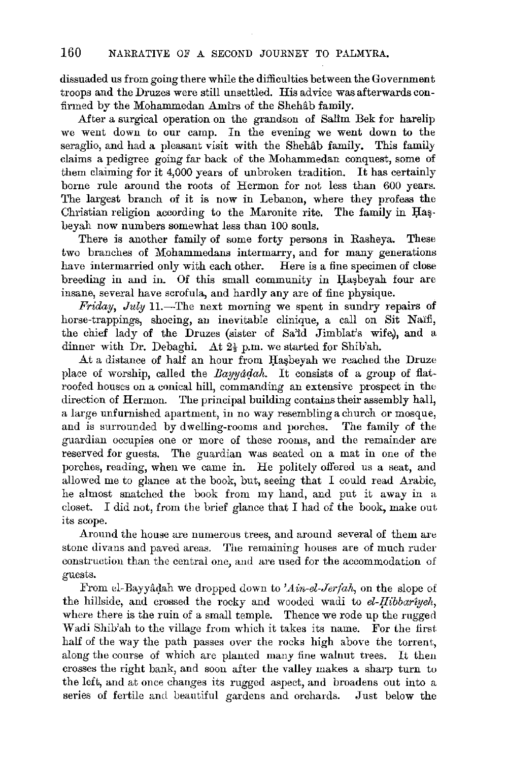dissuaded us from going there while the difficulties between the Government troops and the Druzes were still unsettled. His advice was afterwards confirmed by the Mohammedan Amîrs of the Shehâb family.

After a surgical operation on the grandson of Salîm Bek for harelip we went down to our camp. In the evening we went down to the seraglio, and had a pleasant visit with the Shehâb family. This family claims a pedigree going far back of the Mohammedan conquest, some of them claiming for it 4,000 years of unbroken tradition. It has certainly borne rule around the roots of Hermon for not less than 600 years. The largest branch of it is now in Lebanon, where they profess the Christian religion according to the Maronite rite. The family in Ḥaṣbeyah now numbers somewhat less than 100 souls.

There is another family of some forty persons in Rasheya. These two branches of Mohammedans intermarry, and for many generations have intermarried only with each other. Here is a fine specimen of close breeding in and in. Of this small community in Ḥaṣbeyah four are insane, several have scrofula, and hardly any are of fine physique.

*Friday, July* 11.—The next morning we spent in sundry repairs of horse-trappings, shoeing, an inevitable clinique, a call on Sit Naïfi, the chief lady of the Druzes (sister of Sa'îd Jimblat's wife), and a dinner with Dr. Debaghi. At 2½ p.m. we started for Shib'ah.

At a distance of half an hour from Ḥaṣbeyah we reached the Druze place of worship, called the *Bayyâḍah*. It consists of a group of flat-roofed houses on a conical hill, commanding an extensive prospect in the direction of Hermon. The principal building contains their assembly hall, a large unfurnished apartment, in no way resembling a church or mosque, and is surrounded by dwelling-rooms and porches. The family of the guardian occupies one or more of these rooms, and the remainder are reserved for guests. The guardian was seated on a mat in one of the porches, reading, when we came in. He politely offered us a seat, and allowed me to glance at the book, but, seeing that I could read Arabic, he almost snatched the book from my hand, and put it away in a closet. I did not, from the brief glance that I had of the book, make out its scope.

Around the house are numerous trees, and around several of them are stone divans and paved areas. The remaining houses are of much ruder construction than the central one, and are used for the accommodation of guests.

From el-Bayyâḍah we dropped down to *'Ain-el-Jerfah*, on the slope of the hillside, and crossed the rocky and wooded wadi to *el-Ḥibbarîyeh*, where there is the ruin of a small temple. Thence we rode up the rugged Wadi Shib'ah to the village from which it takes its name. For the first half of the way the path passes over the rocks high above the torrent, along the course of which are planted many fine walnut trees. It then crosses the right bank, and soon after the valley makes a sharp turn to the left, and at once changes its rugged aspect, and broadens out into a series of fertile and beautiful gardens and orchards. Just below the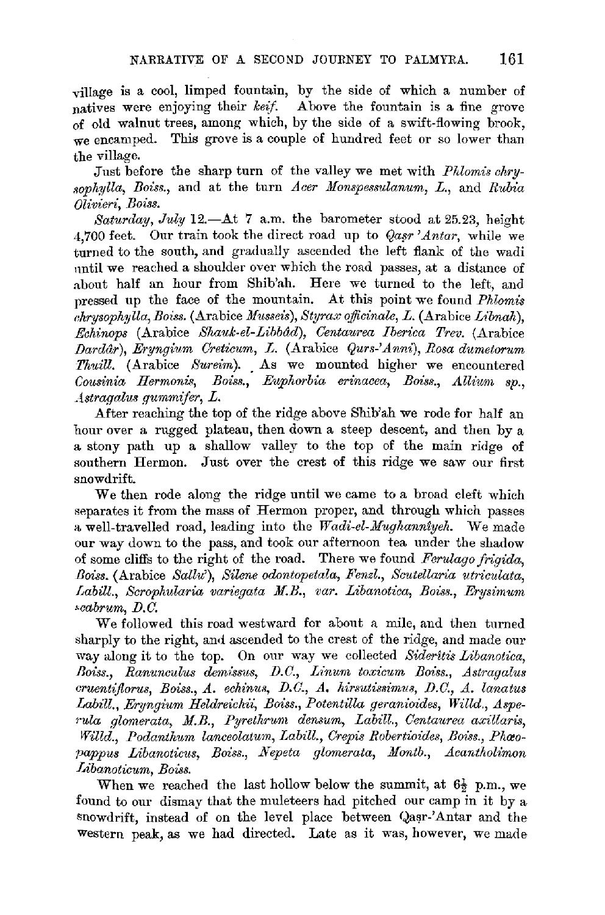village is a cool, limped fountain, by the side of which a number of natives were enjoying their *keif*. Above the fountain is a fine grove of old walnut trees, among which, by the side of a swift-flowing brook, we encamped. This grove is a couple of hundred feet or so lower than the village.

Just before the sharp turn of the valley we met with *Phlomis chrysophylla, Boiss.*, and at the turn *Acer Monspessulanum, L.*, and *Rubia Olivieri, Boiss.*

*Saturday, July* 12.—At 7 a.m. the barometer stood at 25.23, height 4,700 feet. Our train took the direct road up to *Qaṣr 'Antar*, while we turned to the south, and gradually ascended the left flank of the wadi until we reached a shoulder over which the road passes, at a distance of about half an hour from Shib'ah. Here we turned to the left, and pressed up the face of the mountain. At this point we found *Phlomis chrysophylla, Boiss.* (Arabice *Musseis*), *Styrax officinale, L.* (Arabice *Libnah*), *Echinops* (Arabice *Shauk-el-Libbâd*), *Centaurea Iberica Trev.* (Arabice *Dardâr*), *Eryngium Creticum, L.* (Arabice *Qurs-'Anni*), *Rosa dumetorum Thuill.* (Arabice *Sureim*). As we mounted higher we encountered *Cousinia Hermonis, Boiss.*, *Euphorbia erinacea, Boiss.*, *Allium sp.*, *Astragalus gummifer, L.*

After reaching the top of the ridge above Shib'ah we rode for half an hour over a rugged plateau, then down a steep descent, and then by a a stony path up a shallow valley to the top of the main ridge of southern Hermon. Just over the crest of this ridge we saw our first snowdrift.

We then rode along the ridge until we came to a broad cleft which separates it from the mass of Hermon proper, and through which passes a well-travelled road, leading into the *Wadi-el-Mughanniyeh*. We made our way down to the pass, and took our afternoon tea under the shadow of some cliffs to the right of the road. There we found *Ferulago frigida, Boiss.* (Arabice *Sallu'*), *Silene odontopetala, Fenzl.*, *Scutellaria utriculata, Labill.*, *Scrophularia variegata M.B.*, *var. Libanotica, Boiss.*, *Erysimum scabrum, D.C.*

We followed this road westward for about a mile, and then turned sharply to the right, and ascended to the crest of the ridge, and made our way along it to the top. On our way we collected *Sideritis Libanotica, Boiss.*, *Ranunculus demissus, D.C.*, *Linum toxicum Boiss.*, *Astragalus cruentiflorus, Boiss.*, *A. echinus, D.C.*, *A. hirsutissimus, D.C.*, *A. lanatus Labill.*, *Eryngium Heldreichii, Boiss.*, *Potentilla geranioides, Willd.*, *Asperula glomerata, M.B.*, *Pyrethrum densum, Labill.*, *Centaurea axillaris, Willd.*, *Podanthum lanceolatum, Labill.*, *Crepis Robertioides, Boiss.*, *Phæopappus Libanoticus, Boiss.*, *Nepeta glomerata, Montb.*, *Acantholimon Libanoticum, Boiss.*

When we reached the last hollow below the summit, at $6\frac{1}{2}$ p.m., we found to our dismay that the muleteers had pitched our camp in it by a snowdrift, instead of on the level place between Qaṣr-'Antar and the western peak, as we had directed. Late as it was, however, we made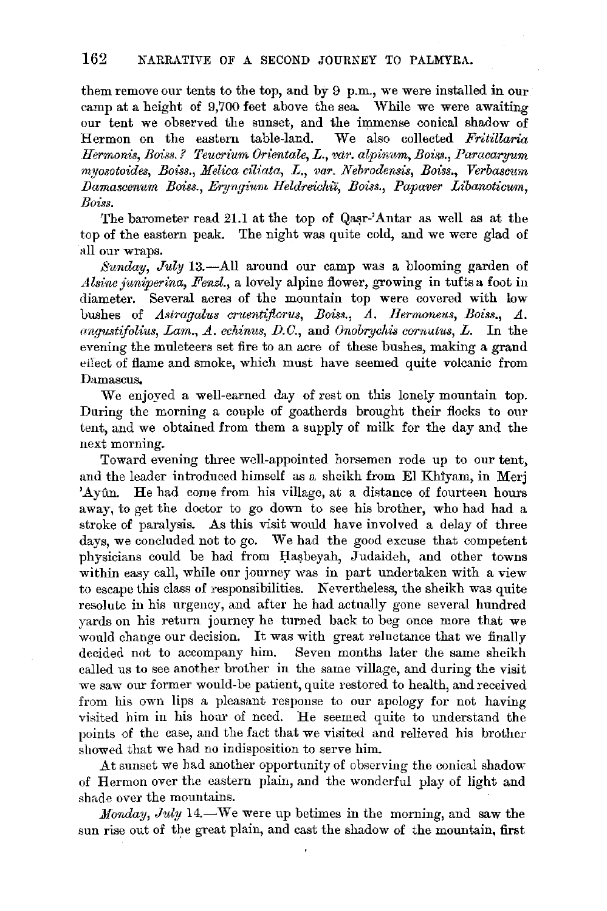them remove our tents to the top, and by 9 p.m., we were installed in our camp at a height of 9,700 feet above the sea. While we were awaiting our tent we observed the sunset, and the immense conical shadow of Hermon on the eastern table-land. We also collected *Fritillaria Hermonis, Boiss.? Teucrium Orientale, L., var. alpinum, Boiss., Paracaryum myosotoides, Boiss., Melica ciliata, L., var. Nebrodensis, Boiss., Verbascum Damascenum Boiss., Eryngium Heldreichii, Boiss., Papaver Libanoticum, Boiss.*

The barometer read 21.1 at the top of Qaṣr-'Antar as well as at the top of the eastern peak. The night was quite cold, and we were glad of all our wraps.

*Sunday, July* 13.—All around our camp was a blooming garden of *Alsine juniperina, Fenzl.*, a lovely alpine flower, growing in tufts a foot in diameter. Several acres of the mountain top were covered with low bushes of *Astragalus cruentiflorus, Boiss., A. Hermoneus, Boiss., A. angustifolius, Lam., A. echinus, D.C.*, and *Onobrychis cornutus, L.* In the evening the muleteers set fire to an acre of these bushes, making a grand effect of flame and smoke, which must have seemed quite volcanic from Damascus.

We enjoyed a well-earned day of rest on this lonely mountain top. During the morning a couple of goatherds brought their flocks to our tent, and we obtained from them a supply of milk for the day and the next morning.

Toward evening three well-appointed horsemen rode up to our tent, and the leader introduced himself as a sheikh from El Khîyam, in Merj 'Ayûn. He had come from his village, at a distance of fourteen hours away, to get the doctor to go down to see his brother, who had had a stroke of paralysis. As this visit would have involved a delay of three days, we concluded not to go. We had the good excuse that competent physicians could be had from Ḥaṣbeyah, Judaideh, and other towns within easy call, while our journey was in part undertaken with a view to escape this class of responsibilities. Nevertheless, the sheikh was quite resolute in his urgency, and after he had actually gone several hundred yards on his return journey he turned back to beg once more that we would change our decision. It was with great reluctance that we finally decided not to accompany him. Seven months later the same sheikh called us to see another brother in the same village, and during the visit we saw our former would-be patient, quite restored to health, and received from his own lips a pleasant response to our apology for not having visited him in his hour of need. He seemed quite to understand the points of the case, and the fact that we visited and relieved his brother showed that we had no indisposition to serve him.

At sunset we had another opportunity of observing the conical shadow of Hermon over the eastern plain, and the wonderful play of light and shade over the mountains.

*Monday, July* 14.—We were up betimes in the morning, and saw the sun rise out of the great plain, and cast the shadow of the mountain, first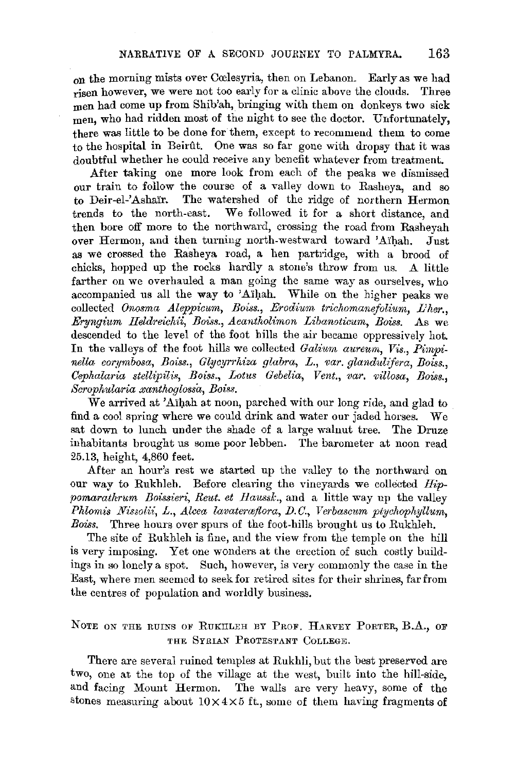on the morning mists over Cœlesyria, then on Lebanon. Early as we had risen however, we were not too early for a clinic above the clouds. Three men had come up from Shib'ah, bringing with them on donkeys two sick men, who had ridden most of the night to see the doctor. Unfortunately, there was little to be done for them, except to recommend them to come to the hospital in Beirût. One was so far gone with dropsy that it was doubtful whether he could receive any benefit whatever from treatment.

After taking one more look from each of the peaks we dismissed our train to follow the course of a valley down to Rasheya, and so to Deir-el-'Ashaïr. The watershed of the ridge of northern Hermon trends to the north-east. We followed it for a short distance, and then bore off more to the northward, crossing the road from Rasheyah over Hermon, and then turning north-westward toward 'Aïḥah. Just as we crossed the Rasheya road, a hen partridge, with a brood of chicks, hopped up the rocks hardly a stone's throw from us. A little farther on we overhauled a man going the same way as ourselves, who accompanied us all the way to 'Aïḥah. While on the higher peaks we collected *Onosma Aleppicum, Boiss., Erodium trichomanefolium, L'her., Eryngium Heldreichii, Boiss., Acantholimon Libanoticum, Boiss.* As we descended to the level of the foot hills the air became oppressively hot. In the valleys of the foot hills we collected *Galium aureum, Vis., Pimpinella corymbosa, Boiss., Glycyrrhiza glabra, L., var. glandulifera, Boiss., Cephalaria stellipilis, Boiss., Lotus Gebelia, Vent., var. villosa, Boiss., Scrophularia xanthoglossa, Boiss.*

We arrived at 'Aïḥah at noon, parched with our long ride, and glad to find a cool spring where we could drink and water our jaded horses. We sat down to lunch under the shade of a large walnut tree. The Druze inhabitants brought us some poor lebben. The barometer at noon read 25.13, height, 4,860 feet.

After an hour's rest we started up the valley to the northward on our way to Rukhleh. Before clearing the vineyards we collected *Hippomarathrum Boissieri, Reut. et Haussk.*, and a little way up the valley *Phlomis Nissolii, L., Alcea lavateræflora, D.C., Verbascum ptychophyllum, Boiss.* Three hours over spurs of the foot-hills brought us to Rukhleh.

The site of Rukhleh is fine, and the view from the temple on the hill is very imposing. Yet one wonders at the erection of such costly buildings in so lonely a spot. Such, however, is very commonly the case in the East, where men seemed to seek for retired sites for their shrines, far from the centres of population and worldly business.

## Note on the ruins of Rukhleh by Prof. Harvey Porter, B.A., of the Syrian Protestant College.

There are several ruined temples at Rukhli, but the best preserved are two, one at the top of the village at the west, built into the hill-side, and facing Mount Hermon. The walls are very heavy, some of the stones measuring about $10 \times 4 \times 5$ ft., some of them having fragments of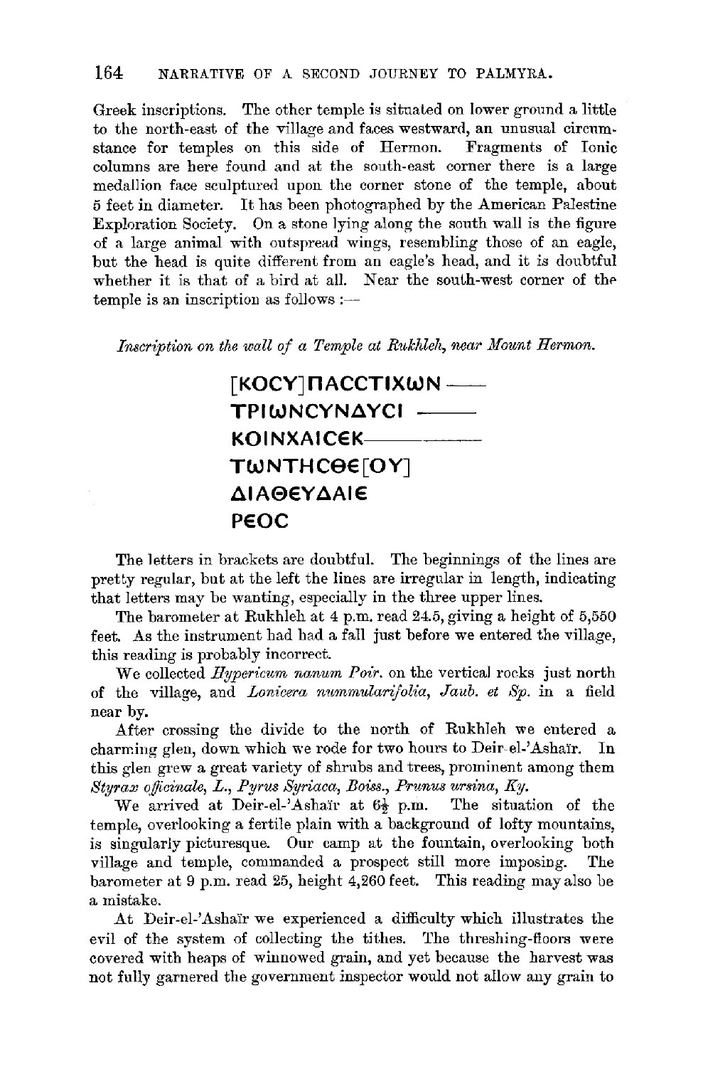Greek inscriptions. The other temple is situated on lower ground a little to the north-east of the village and faces westward, an unusual circumstance for temples on this side of Hermon. Fragments of Ionic columns are here found and at the south-east corner there is a large medallion face sculptured upon the corner stone of the temple, about 5 feet in diameter. It has been photographed by the American Palestine Exploration Society. On a stone lying along the south wall is the figure of a large animal with outspread wings, resembling those of an eagle, but the head is quite different from an eagle's head, and it is doubtful whether it is that of a bird at all. Near the south-west corner of the temple is an inscription as follows :—

*Inscription on the wall of a Temple at Rukhleh, near Mount Hermon.*

> [ΚΟϹΥ]ΠΑϹϹΤΙΧωΝ —
> ΤΡΙωΝϹΥΝΔΥϹΙ —
> ΚΟΙΝΧΑΙϹЄΚ—
> ΤωΝΤΗϹΘЄ[ΟΥ]
> ΔΙΑΘЄΥΔΑΙЄ
> ΡЄΟϹ

The letters in brackets are doubtful. The beginnings of the lines are pretty regular, but at the left the lines are irregular in length, indicating that letters may be wanting, especially in the three upper lines.

The barometer at Rukhleh at 4 p.m. read 24.5, giving a height of 5,550 feet. As the instrument had had a fall just before we entered the village, this reading is probably incorrect.

We collected *Hypericum nanum Poir.* on the vertical rocks just north of the village, and *Lonicera nummularifolia, Jaub. et Sp.* in a field near by.

After crossing the divide to the north of Rukhleh we entered a charming glen, down which we rode for two hours to Deir-el-'Ashaïr. In this glen grew a great variety of shrubs and trees, prominent among them *Styrax officinale, L., Pyrus Syriaca, Boiss., Prunus ursina, Ky.*

We arrived at Deir-el-'Ashaïr at 6½ p.m. The situation of the temple, overlooking a fertile plain with a background of lofty mountains, is singularly picturesque. Our camp at the fountain, overlooking both village and temple, commanded a prospect still more imposing. The barometer at 9 p.m. read 25, height 4,260 feet. This reading may also be a mistake.

At Deir-el-'Ashaïr we experienced a difficulty which illustrates the evil of the system of collecting the tithes. The threshing-floors were covered with heaps of winnowed grain, and yet because the harvest was not fully garnered the government inspector would not allow any grain to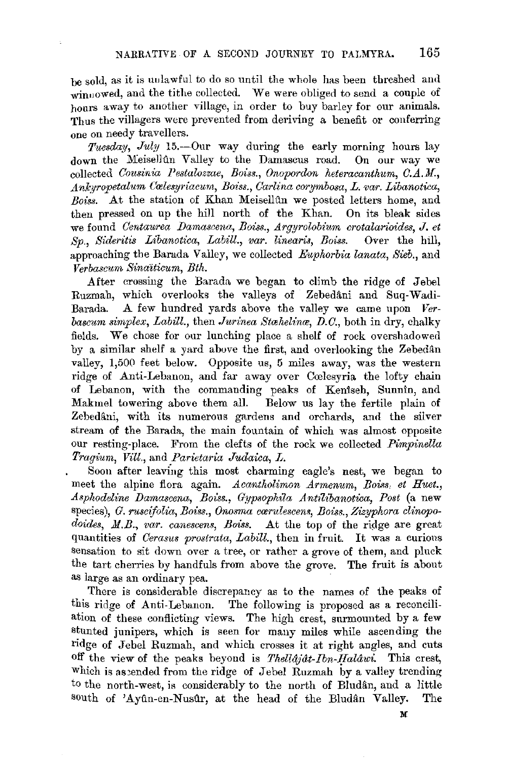be sold, as it is unlawful to do so until the whole has been threshed and winnowed, and the tithe collected. We were obliged to send a couple of hours away to another village, in order to buy barley for our animals. Thus the villagers were prevented from deriving a benefit or conferring one on needy travellers.

*Tuesday, July* 15.—Our way during the early morning hours lay down the Meisellûn Valley to the Damascus road. On our way we collected *Cousinia Pestalozzae, Boiss., Onopordon heteracanthum, C.A.M., Ankyropetalum Cœlesyriacum, Boiss., Carlina corymbosa, L. var. Libanotica, Boiss.* At the station of Khan Meisellûn we posted letters home, and then pressed on up the hill north of the Khan. On its bleak sides we found *Centaurea Damascena, Boiss., Argyrolobium crotalarioides, J. et Sp., Sideritis Libanotica, Labill., var. linearis, Boiss.* Over the hill, approaching the Barada Valley, we collected *Euphorbia lanata, Sieb.*, and *Verbascum Sinaïticum, Bth.*

After crossing the Barada we began to climb the ridge of Jebel Ruzmah, which overlooks the valleys of Zebedâni and Suq-Wadi-Barada. A few hundred yards above the valley we came upon *Verbascum simplex, Labill.*, then *Jurinea Stæhelinæ, D.C.*, both in dry, chalky fields. We chose for our lunching place a shelf of rock overshadowed by a similar shelf a yard above the first, and overlooking the Zebedân valley, 1,500 feet below. Opposite us, 5 miles away, was the western ridge of Anti-Lebanon, and far away over Cœlesyria the lofty chain of Lebanon, with the commanding peaks of Kenîseh, Sunnîn, and Makmel towering above them all. Below us lay the fertile plain of Zebedâni, with its numerous gardens and orchards, and the silver stream of the Barada, the main fountain of which was almost opposite our resting-place. From the clefts of the rock we collected *Pimpinella Tragium, Vill.*, and *Parietaria Judaica, L.*

Soon after leaving this most charming eagle's nest, we began to meet the alpine flora again. *Acantholimon Armenum, Boiss. et Huet., Asphodeline Damascena, Boiss., Gypsophila Antilibanotica, Post* (a new species), *G. ruscifolia, Boiss., Onosma cœrulescens, Boiss., Zizyphora clinopodoides, M.B., var. canescens, Boiss.* At the top of the ridge are great quantities of *Cerasus prostrata, Labill.*, then in fruit. It was a curious sensation to sit down over a tree, or rather a grove of them, and pluck the tart cherries by handfuls from above the grove. The fruit is about as large as an ordinary pea.

There is considerable discrepancy as to the names of the peaks of this ridge of Anti-Lebanon. The following is proposed as a reconciliation of these conflicting views. The high crest, surmounted by a few stunted junipers, which is seen for many miles while ascending the ridge of Jebel Ruzmah, and which crosses it at right angles, and cuts off the view of the peaks beyond is *Thellâjât-Ibn-Halâwi*. This crest, which is ascended from the ridge of Jebel Ruzmah by a valley trending to the north-west, is considerably to the north of Bludân, and a little south of 'Ayûn-en-Nusûr, at the head of the Bludân Valley. The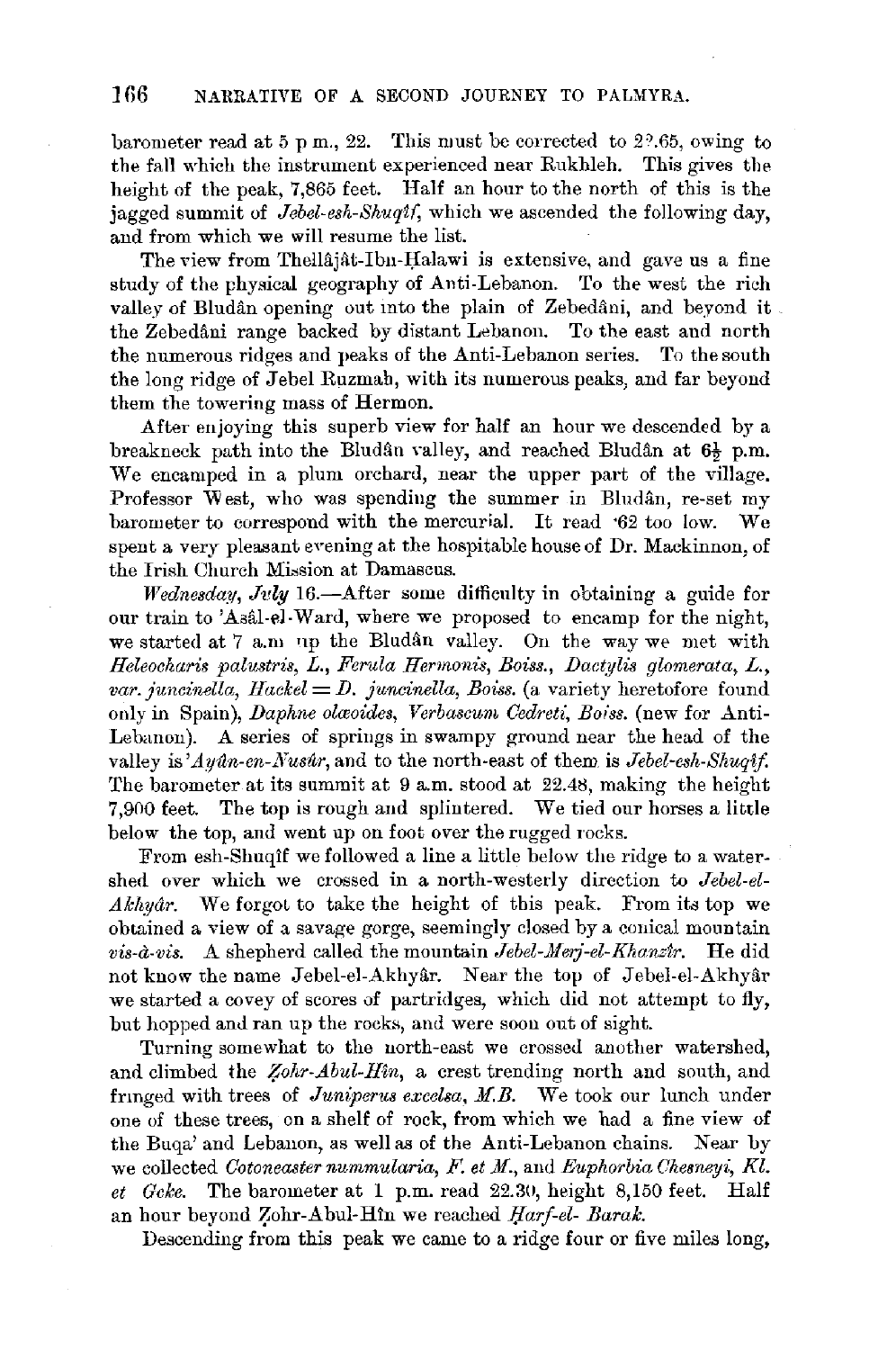barometer read at 5 p m., 22. This must be corrected to 2?.65, owing to the fall which the instrument experienced near Rukhleh. This gives the height of the peak, 7,865 feet. Half an hour to the north of this is the jagged summit of *Jebel-esh-Shuqîf*, which we ascended the following day, and from which we will resume the list.

The view from Thellâjât-Ibn-Ḥalawi is extensive, and gave us a fine study of the physical geography of Anti-Lebanon. To the west the rich valley of Bludân opening out into the plain of Zebedâni, and beyond it the Zebedâni range backed by distant Lebanon. To the east and north the numerous ridges and peaks of the Anti-Lebanon series. To the south the long ridge of Jebel Ruzmah, with its numerous peaks, and far beyond them the towering mass of Hermon.

After enjoying this superb view for half an hour we descended by a breakneck path into the Bludân valley, and reached Bludân at 6½ p.m. We encamped in a plum orchard, near the upper part of the village. Professor West, who was spending the summer in Bludân, re-set my barometer to correspond with the mercurial. It read ·62 too low. We spent a very pleasant evening at the hospitable house of Dr. Mackinnon, of the Irish Church Mission at Damascus.

*Wednesday, July* 16.—After some difficulty in obtaining a guide for our train to 'Asâl-el-Ward, where we proposed to encamp for the night, we started at 7 a.m up the Bludân valley. On the way we met with *Heleocharis palustris, L., Ferula Hermonis, Boiss., Dactylis glomerata, L., var. juncinella, Hackel = D. juncinella, Boiss.* (a variety heretofore found only in Spain), *Daphne olæoides, Verbascum Cedreti, Boiss.* (new for Anti-Lebanon). A series of springs in swampy ground near the head of the valley is *'Ayûn-en-Nusûr*, and to the north-east of them is *Jebel-esh-Shuqîf*. The barometer at its summit at 9 a.m. stood at 22.48, making the height 7,900 feet. The top is rough and splintered. We tied our horses a little below the top, and went up on foot over the rugged rocks.

From esh-Shuqîf we followed a line a little below the ridge to a watershed over which we crossed in a north-westerly direction to *Jebel-el-Akhyâr*. We forgot to take the height of this peak. From its top we obtained a view of a savage gorge, seemingly closed by a conical mountain *vis-à-vis*. A shepherd called the mountain *Jebel-Merj-el-Khanzîr*. He did not know the name Jebel-el-Akhyâr. Near the top of Jebel-el-Akhyâr we started a covey of scores of partridges, which did not attempt to fly, but hopped and ran up the rocks, and were soon out of sight.

Turning somewhat to the north-east we crossed another watershed, and climbed the *Ẓohr-Abul-Hîn*, a crest trending north and south, and fringed with trees of *Juniperus excelsa, M.B.* We took our lunch under one of these trees, on a shelf of rock, from which we had a fine view of the Buqa' and Lebanon, as well as of the Anti-Lebanon chains. Near by we collected *Cotoneaster nummularia, F. et M.*, and *Euphorbia Chesneyi, Kl. et Gcke.* The barometer at 1 p.m. read 22.30, height 8,150 feet. Half an hour beyond Ẓohr-Abul-Hîn we reached *Ḥarf-el- Barak*.

Descending from this peak we came to a ridge four or five miles long,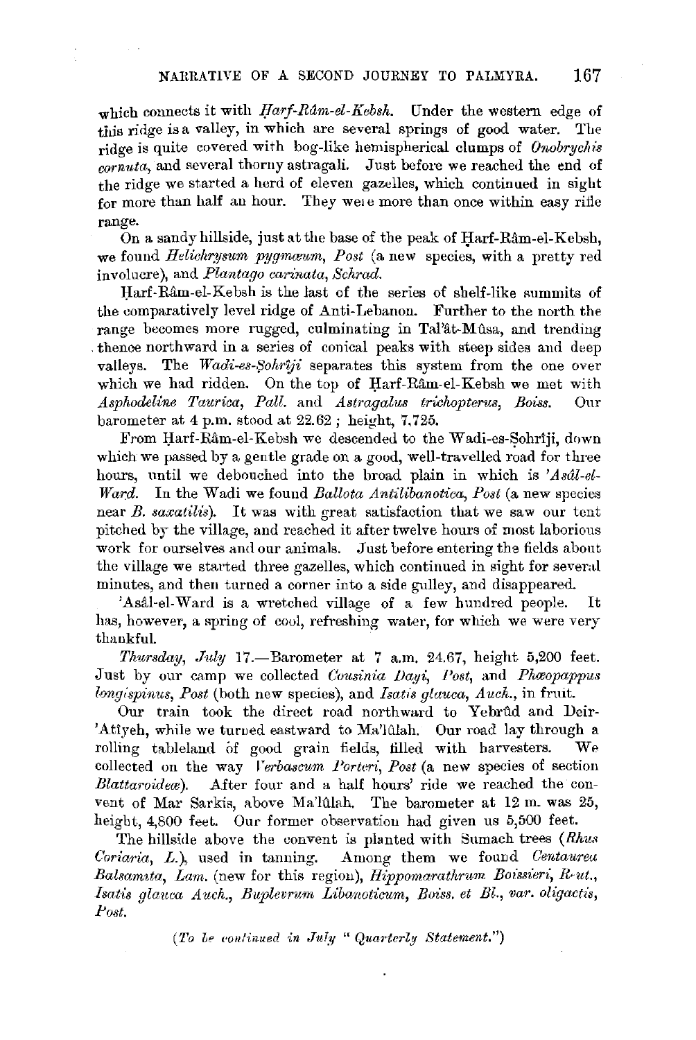which connects it with *Ḥarf-Râm-el-Kebsh*. Under the western edge of this ridge is a valley, in which are several springs of good water. The ridge is quite covered with bog-like hemispherical clumps of *Onobrychis cornuta*, and several thorny astragali. Just before we reached the end of the ridge we started a herd of eleven gazelles, which continued in sight for more than half an hour. They were more than once within easy rifle range.

On a sandy hillside, just at the base of the peak of Ḥarf-Râm-el-Kebsh, we found *Helichrysum pygmæum, Post* (a new species, with a pretty red involucre), and *Plantago carinata, Schrad.*

Ḥarf-Râm-el-Kebsh is the last of the series of shelf-like summits of the comparatively level ridge of Anti-Lebanon. Further to the north the range becomes more rugged, culminating in Tal'ât-Mûsa, and trending thence northward in a series of conical peaks with steep sides and deep valleys. The *Wadi-es-Ṣohrîji* separates this system from the one over which we had ridden. On the top of Ḥarf-Râm-el-Kebsh we met with *Asphodeline Taurica, Pall.* and *Astragalus trichopterus, Boiss.* Our barometer at 4 p.m. stood at 22.62; height, 7,725.

From Ḥarf-Râm-el-Kebsh we descended to the Wadi-es-Ṣohrîji, down which we passed by a gentle grade on a good, well-travelled road for three hours, until we debouched into the broad plain in which is *'Asâl-el-Ward*. In the Wadi we found *Ballota Antilibanotica, Post* (a new species near *B. saxatilis*). It was with great satisfaction that we saw our tent pitched by the village, and reached it after twelve hours of most laborious work for ourselves and our animals. Just before entering the fields about the village we started three gazelles, which continued in sight for several minutes, and then turned a corner into a side gulley, and disappeared.

'Asâl-el-Ward is a wretched village of a few hundred people. It has, however, a spring of cool, refreshing water, for which we were very thankful.

*Thursday, July* 17.—Barometer at 7 a.m. 24.67, height 5,200 feet. Just by our camp we collected *Cousinia Dayi, Post*, and *Phæopappus longispinus, Post* (both new species), and *Isatis glauca, Auch.*, in fruit.

Our train took the direct road northward to Yebrûd and Deir-'Atîyeh, while we turned eastward to Ma'lûlah. Our road lay through a rolling tableland of good grain fields, filled with harvesters. We collected on the way *Verbascum Porteri, Post* (a new species of section *Blattaroideæ*). After four and a half hours' ride we reached the convent of Mar Sarkis, above Ma'lûlah. The barometer at 12 m. was 25, height, 4,800 feet. Our former observation had given us 5,500 feet.

The hillside above the convent is planted with Sumach trees (*Rhus Coriaria, L.*), used in tanning. Among them we found *Centaurea Balsamita, Lam.* (new for this region), *Hippomarathrum Boissieri, Reut.*, *Isatis glauca Auch.*, *Buplevrum Libanoticum, Boiss. et Bl., var. oligactis, Post.*

(*To be continued in July "Quarterly Statement."*)